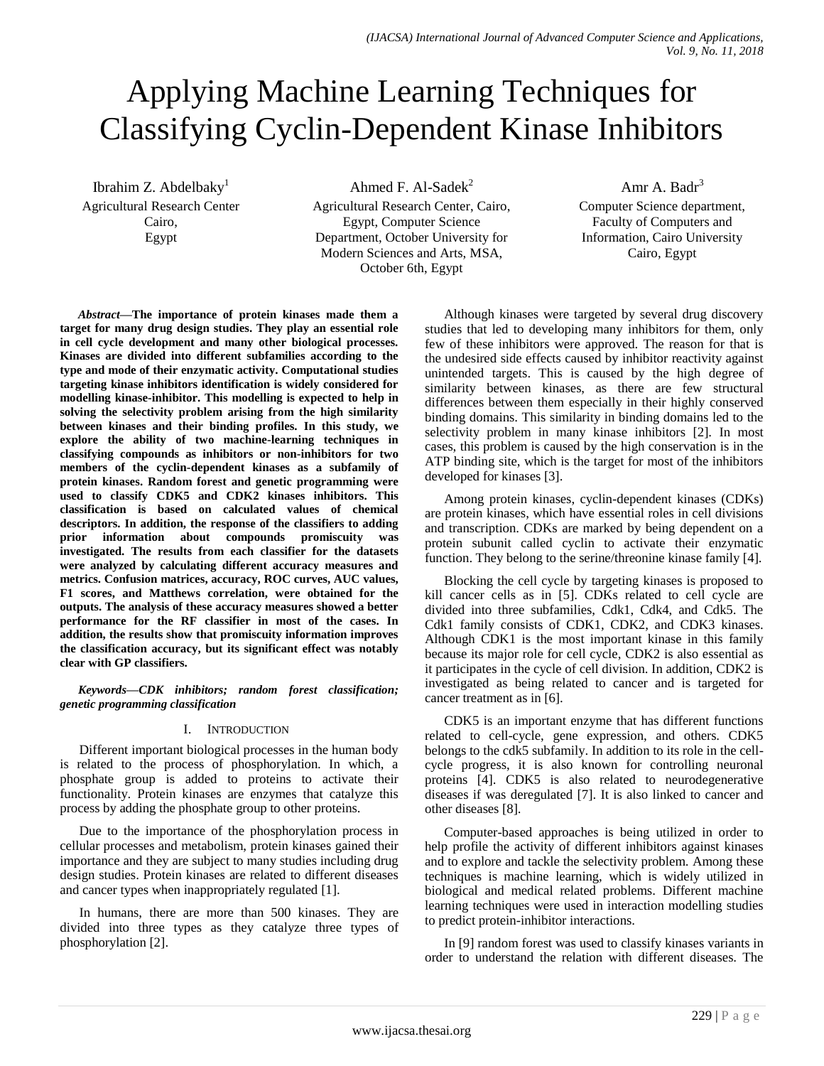# Applying Machine Learning Techniques for Classifying Cyclin-Dependent Kinase Inhibitors

Ibrahim Z. Abdelbaky[1]
Agricultural Research Center
Cairo,
Egypt

Ahmed F. Al-Sadek[2]
Agricultural Research Center, Cairo, Egypt, Computer Science Department, October University for Modern Sciences and Arts, MSA, October 6th, Egypt

Amr A. Badr[3]
Computer Science department, Faculty of Computers and Information, Cairo University
Cairo, Egypt

***Abstract*—The importance of protein kinases made them a target for many drug design studies. They play an essential role in cell cycle development and many other biological processes. Kinases are divided into different subfamilies according to the type and mode of their enzymatic activity. Computational studies targeting kinase inhibitors identification is widely considered for modelling kinase-inhibitor. This modelling is expected to help in solving the selectivity problem arising from the high similarity between kinases and their binding profiles. In this study, we explore the ability of two machine-learning techniques in classifying compounds as inhibitors or non-inhibitors for two members of the cyclin-dependent kinases as a subfamily of protein kinases. Random forest and genetic programming were used to classify CDK5 and CDK2 kinases inhibitors. This classification is based on calculated values of chemical descriptors. In addition, the response of the classifiers to adding prior information about compounds promiscuity was investigated. The results from each classifier for the datasets were analyzed by calculating different accuracy measures and metrics. Confusion matrices, accuracy, ROC curves, AUC values, F1 scores, and Matthews correlation, were obtained for the outputs. The analysis of these accuracy measures showed a better performance for the RF classifier in most of the cases. In addition, the results show that promiscuity information improves the classification accuracy, but its significant effect was notably clear with GP classifiers.**

***Keywords*—*CDK inhibitors; random forest classification; genetic programming classification***

## I. Introduction

Different important biological processes in the human body is related to the process of phosphorylation. In which, a phosphate group is added to proteins to activate their functionality. Protein kinases are enzymes that catalyze this process by adding the phosphate group to other proteins.

Due to the importance of the phosphorylation process in cellular processes and metabolism, protein kinases gained their importance and they are subject to many studies including drug design studies. Protein kinases are related to different diseases and cancer types when inappropriately regulated [1].

In humans, there are more than 500 kinases. They are divided into three types as they catalyze three types of phosphorylation [2].

Although kinases were targeted by several drug discovery studies that led to developing many inhibitors for them, only few of these inhibitors were approved. The reason for that is the undesired side effects caused by inhibitor reactivity against unintended targets. This is caused by the high degree of similarity between kinases, as there are few structural differences between them especially in their highly conserved binding domains. This similarity in binding domains led to the selectivity problem in many kinase inhibitors [2]. In most cases, this problem is caused by the high conservation is in the ATP binding site, which is the target for most of the inhibitors developed for kinases [3].

Among protein kinases, cyclin-dependent kinases (CDKs) are protein kinases, which have essential roles in cell divisions and transcription. CDKs are marked by being dependent on a protein subunit called cyclin to activate their enzymatic function. They belong to the serine/threonine kinase family [4].

Blocking the cell cycle by targeting kinases is proposed to kill cancer cells as in [5]. CDKs related to cell cycle are divided into three subfamilies, Cdk1, Cdk4, and Cdk5. The Cdk1 family consists of CDK1, CDK2, and CDK3 kinases. Although CDK1 is the most important kinase in this family because its major role for cell cycle, CDK2 is also essential as it participates in the cycle of cell division. In addition, CDK2 is investigated as being related to cancer and is targeted for cancer treatment as in [6].

CDK5 is an important enzyme that has different functions related to cell-cycle, gene expression, and others. CDK5 belongs to the cdk5 subfamily. In addition to its role in the cell-cycle progress, it is also known for controlling neuronal proteins [4]. CDK5 is also related to neurodegenerative diseases if was deregulated [7]. It is also linked to cancer and other diseases [8].

Computer-based approaches is being utilized in order to help profile the activity of different inhibitors against kinases and to explore and tackle the selectivity problem. Among these techniques is machine learning, which is widely utilized in biological and medical related problems. Different machine learning techniques were used in interaction modelling studies to predict protein-inhibitor interactions.

In [9] random forest was used to classify kinases variants in order to understand the relation with different diseases. The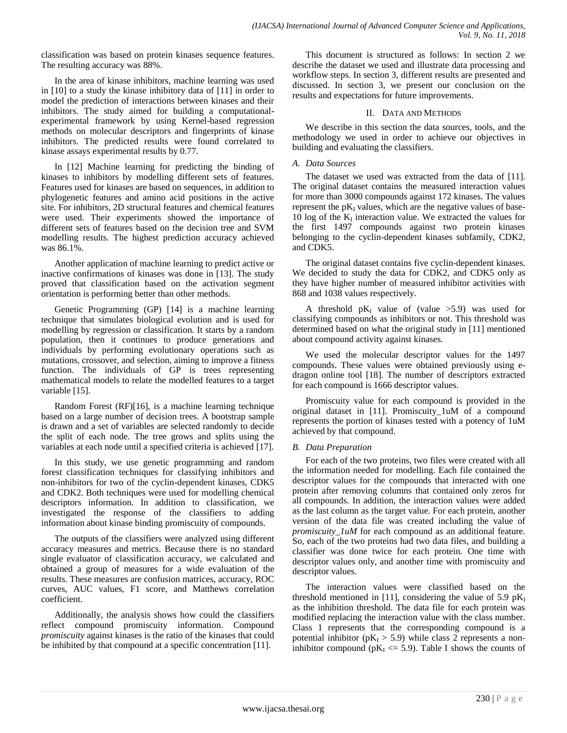classification was based on protein kinases sequence features. The resulting accuracy was 88%.

In the area of kinase inhibitors, machine learning was used in [10] to a study the kinase inhibitory data of [11] in order to model the prediction of interactions between kinases and their inhibitors. The study aimed for building a computational-experimental framework by using Kernel-based regression methods on molecular descriptors and fingerprints of kinase inhibitors. The predicted results were found correlated to kinase assays experimental results by 0.77.

In [12] Machine learning for predicting the binding of kinases to inhibitors by modelling different sets of features. Features used for kinases are based on sequences, in addition to phylogenetic features and amino acid positions in the active site. For inhibitors, 2D structural features and chemical features were used. Their experiments showed the importance of different sets of features based on the decision tree and SVM modelling results. The highest prediction accuracy achieved was 86.1%.

Another application of machine learning to predict active or inactive confirmations of kinases was done in [13]. The study proved that classification based on the activation segment orientation is performing better than other methods.

Genetic Programming (GP) [14] is a machine learning technique that simulates biological evolution and is used for modelling by regression or classification. It starts by a random population, then it continues to produce generations and individuals by performing evolutionary operations such as mutations, crossover, and selection, aiming to improve a fitness function. The individuals of GP is trees representing mathematical models to relate the modelled features to a target variable [15].

Random Forest (RF)[16], is a machine learning technique based on a large number of decision trees. A bootstrap sample is drawn and a set of variables are selected randomly to decide the split of each node. The tree grows and splits using the variables at each node until a specified criteria is achieved [17].

In this study, we use genetic programming and random forest classification techniques for classifying inhibitors and non-inhibitors for two of the cyclin-dependent kinases, CDK5 and CDK2. Both techniques were used for modelling chemical descriptors information. In addition to classification, we investigated the response of the classifiers to adding information about kinase binding promiscuity of compounds.

The outputs of the classifiers were analyzed using different accuracy measures and metrics. Because there is no standard single evaluator of classification accuracy, we calculated and obtained a group of measures for a wide evaluation of the results. These measures are confusion matrices, accuracy, ROC curves, AUC values, F1 score, and Matthews correlation coefficient.

Additionally, the analysis shows how could the classifiers reflect compound promiscuity information. Compound *promiscuity* against kinases is the ratio of the kinases that could be inhibited by that compound at a specific concentration [11].

This document is structured as follows: In section 2 we describe the dataset we used and illustrate data processing and workflow steps. In section 3, different results are presented and discussed. In section 3, we present our conclusion on the results and expectations for future improvements.

## II. Data and Methods

We describe in this section the data sources, tools, and the methodology we used in order to achieve our objectives in building and evaluating the classifiers.

### A. Data Sources

The dataset we used was extracted from the data of [11]. The original dataset contains the measured interaction values for more than 3000 compounds against 172 kinases. The values represent the $pK_I$ values, which are the negative values of base-10 log of the $K_I$ interaction value. We extracted the values for the first 1497 compounds against two protein kinases belonging to the cyclin-dependent kinases subfamily, CDK2, and CDK5.

The original dataset contains five cyclin-dependent kinases. We decided to study the data for CDK2, and CDK5 only as they have higher number of measured inhibitor activities with 868 and 1038 values respectively.

A threshold $pK_I$ value of (value >5.9) was used for classifying compounds as inhibitors or not. This threshold was determined based on what the original study in [11] mentioned about compound activity against kinases.

We used the molecular descriptor values for the 1497 compounds. These values were obtained previously using e-dragon online tool [18]. The number of descriptors extracted for each compound is 1666 descriptor values.

Promiscuity value for each compound is provided in the original dataset in [11]. Promiscuity_1uM of a compound represents the portion of kinases tested with a potency of 1uM achieved by that compound.

### B. Data Preparation

For each of the two proteins, two files were created with all the information needed for modelling. Each file contained the descriptor values for the compounds that interacted with one protein after removing columns that contained only zeros for all compounds. In addition, the interaction values were added as the last column as the target value. For each protein, another version of the data file was created including the value of *promiscuity_1uM* for each compound as an additional feature. So, each of the two proteins had two data files, and building a classifier was done twice for each protein. One time with descriptor values only, and another time with promiscuity and descriptor values.

The interaction values were classified based on the threshold mentioned in [11], considering the value of 5.9 $pK_I$ as the inhibition threshold. The data file for each protein was modified replacing the interaction value with the class number. Class 1 represents that the corresponding compound is a potential inhibitor ($pK_I > 5.9$) while class 2 represents a non-inhibitor compound ($pK_I <= 5.9$). Table I shows the counts of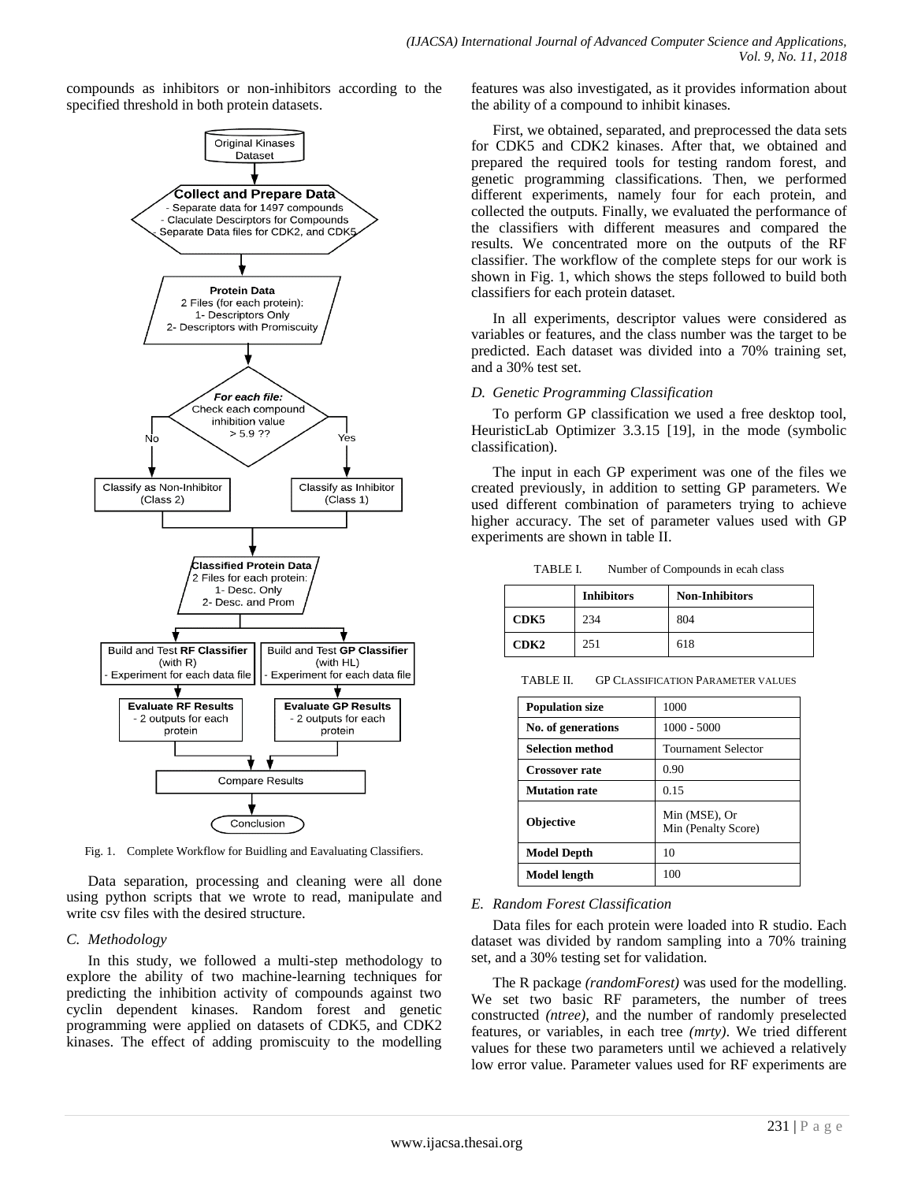compounds as inhibitors or non-inhibitors according to the specified threshold in both protein datasets.

Fig. 1. Complete Workflow for Buidling and Eavaluating Classifiers.

Data separation, processing and cleaning were all done using python scripts that we wrote to read, manipulate and write csv files with the desired structure.

### C. Methodology

In this study, we followed a multi-step methodology to explore the ability of two machine-learning techniques for predicting the inhibition activity of compounds against two cyclin dependent kinases. Random forest and genetic programming were applied on datasets of CDK5, and CDK2 kinases. The effect of adding promiscuity to the modelling features was also investigated, as it provides information about the ability of a compound to inhibit kinases.

First, we obtained, separated, and preprocessed the data sets for CDK5 and CDK2 kinases. After that, we obtained and prepared the required tools for testing random forest, and genetic programming classifications. Then, we performed different experiments, namely four for each protein, and collected the outputs. Finally, we evaluated the performance of the classifiers with different measures and compared the results. We concentrated more on the outputs of the RF classifier. The workflow of the complete steps for our work is shown in Fig. 1, which shows the steps followed to build both classifiers for each protein dataset.

In all experiments, descriptor values were considered as variables or features, and the class number was the target to be predicted. Each dataset was divided into a 70% training set, and a 30% test set.

### D. Genetic Programming Classification

To perform GP classification we used a free desktop tool, HeuristicLab Optimizer 3.3.15 [19], in the mode (symbolic classification).

The input in each GP experiment was one of the files we created previously, in addition to setting GP parameters. We used different combination of parameters trying to achieve higher accuracy. The set of parameter values used with GP experiments are shown in table II.

TABLE I. Number of Compounds in ecah class

| | **Inhibitors** | **Non-Inhibitors** |
|---|---|---|
| **CDK5** | 234 | 804 |
| **CDK2** | 251 | 618 |

TABLE II. GP Classification Parameter values

| | |
|---|---|
| **Population size** | 1000 |
| **No. of generations** | 1000 - 5000 |
| **Selection method** | Tournament Selector |
| **Crossover rate** | 0.90 |
| **Mutation rate** | 0.15 |
| **Objective** | Min (MSE), Or Min (Penalty Score) |
| **Model Depth** | 10 |
| **Model length** | 100 |

### E. Random Forest Classification

Data files for each protein were loaded into R studio. Each dataset was divided by random sampling into a 70% training set, and a 30% testing set for validation.

The R package *(randomForest)* was used for the modelling. We set two basic RF parameters, the number of trees constructed *(ntree)*, and the number of randomly preselected features, or variables, in each tree *(mrty)*. We tried different values for these two parameters until we achieved a relatively low error value. Parameter values used for RF experiments are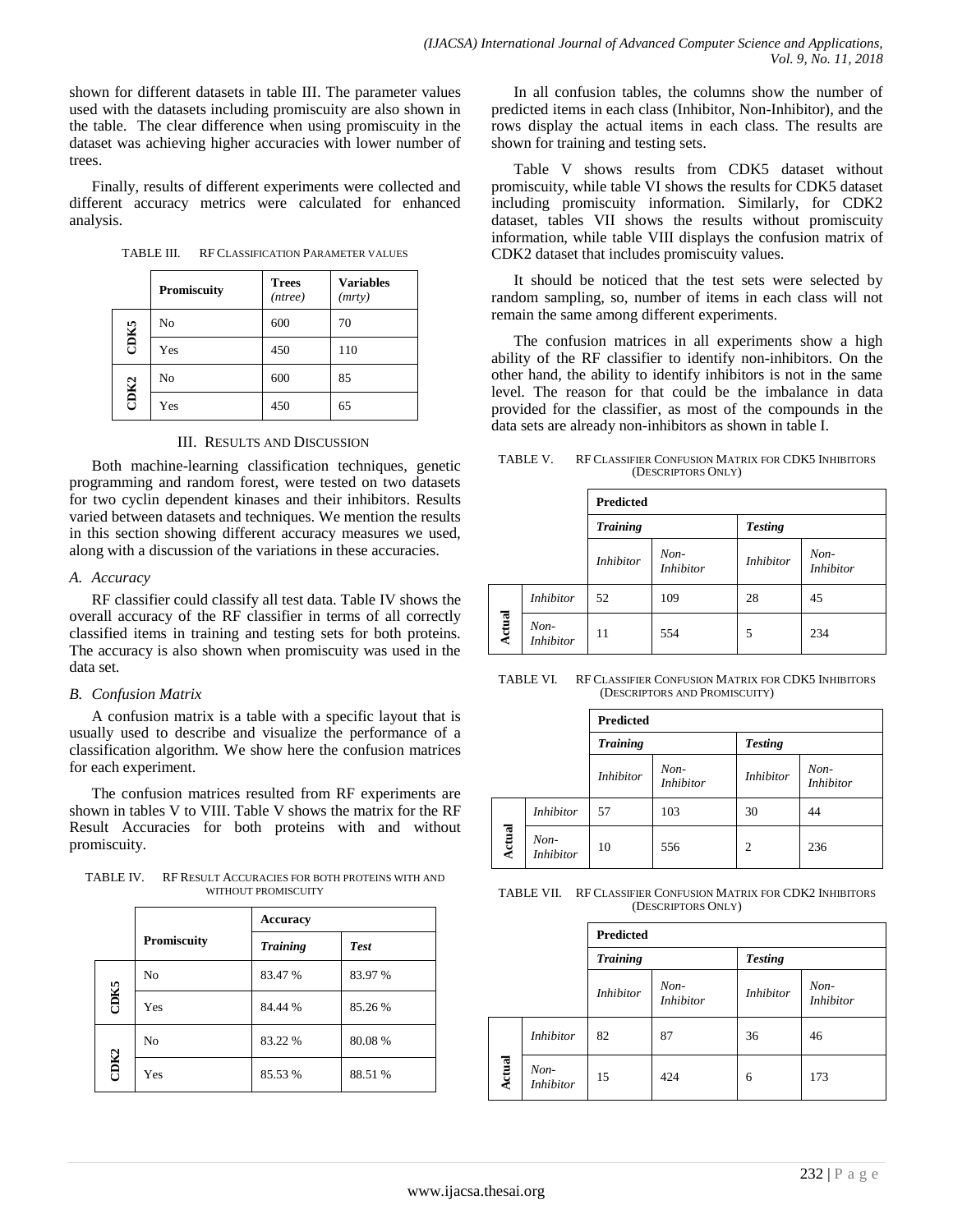shown for different datasets in table III. The parameter values used with the datasets including promiscuity are also shown in the table. The clear difference when using promiscuity in the dataset was achieving higher accuracies with lower number of trees.

Finally, results of different experiments were collected and different accuracy metrics were calculated for enhanced analysis.

TABLE III. RF CLASSIFICATION PARAMETER VALUES

| | Promiscuity | Trees *(ntree)* | Variables *(mrty)* |
|---|---|---|---|
| **CDK5** | No | 600 | 70 |
| | Yes | 450 | 110 |
| **CDK2** | No | 600 | 85 |
| | Yes | 450 | 65 |

## III. RESULTS AND DISCUSSION

Both machine-learning classification techniques, genetic programming and random forest, were tested on two datasets for two cyclin dependent kinases and their inhibitors. Results varied between datasets and techniques. We mention the results in this section showing different accuracy measures we used, along with a discussion of the variations in these accuracies.

### *A. Accuracy*

RF classifier could classify all test data. Table IV shows the overall accuracy of the RF classifier in terms of all correctly classified items in training and testing sets for both proteins. The accuracy is also shown when promiscuity was used in the data set.

### *B. Confusion Matrix*

A confusion matrix is a table with a specific layout that is usually used to describe and visualize the performance of a classification algorithm. We show here the confusion matrices for each experiment.

The confusion matrices resulted from RF experiments are shown in tables V to VIII. Table V shows the matrix for the RF Result Accuracies for both proteins with and without promiscuity.

TABLE IV. RF RESULT ACCURACIES FOR BOTH PROTEINS WITH AND WITHOUT PROMISCUITY

| | Promiscuity | Accuracy | |
|---|---|---|---|
| | | ***Training*** | ***Test*** |
| **CDK5** | No | 83.47 % | 83.97 % |
| | Yes | 84.44 % | 85.26 % |
| **CDK2** | No | 83.22 % | 80.08 % |
| | Yes | 85.53 % | 88.51 % |

In all confusion tables, the columns show the number of predicted items in each class (Inhibitor, Non-Inhibitor), and the rows display the actual items in each class. The results are shown for training and testing sets.

Table V shows results from CDK5 dataset without promiscuity, while table VI shows the results for CDK5 dataset including promiscuity information. Similarly, for CDK2 dataset, tables VII shows the results without promiscuity information, while table VIII displays the confusion matrix of CDK2 dataset that includes promiscuity values.

It should be noticed that the test sets were selected by random sampling, so, number of items in each class will not remain the same among different experiments.

The confusion matrices in all experiments show a high ability of the RF classifier to identify non-inhibitors. On the other hand, the ability to identify inhibitors is not in the same level. The reason for that could be the imbalance in data provided for the classifier, as most of the compounds in the data sets are already non-inhibitors as shown in table I.

TABLE V. RF CLASSIFIER CONFUSION MATRIX FOR CDK5 INHIBITORS (DESCRIPTORS ONLY)

| | | Predicted | | | |
|---|---|---|---|---|---|
| | | ***Training*** | | ***Testing*** | |
| | | *Inhibitor* | *Non-Inhibitor* | *Inhibitor* | *Non-Inhibitor* |
| **Actual** | *Inhibitor* | 52 | 109 | 28 | 45 |
| | *Non-Inhibitor* | 11 | 554 | 5 | 234 |

TABLE VI. RF CLASSIFIER CONFUSION MATRIX FOR CDK5 INHIBITORS (DESCRIPTORS AND PROMISCUITY)

| | | Predicted | | | |
|---|---|---|---|---|---|
| | | ***Training*** | | ***Testing*** | |
| | | *Inhibitor* | *Non-Inhibitor* | *Inhibitor* | *Non-Inhibitor* |
| **Actual** | *Inhibitor* | 57 | 103 | 30 | 44 |
| | *Non-Inhibitor* | 10 | 556 | 2 | 236 |

TABLE VII. RF CLASSIFIER CONFUSION MATRIX FOR CDK2 INHIBITORS (DESCRIPTORS ONLY)

| | | Predicted | | | |
|---|---|---|---|---|---|
| | | ***Training*** | | ***Testing*** | |
| | | *Inhibitor* | *Non-Inhibitor* | *Inhibitor* | *Non-Inhibitor* |
| **Actual** | *Inhibitor* | 82 | 87 | 36 | 46 |
| | *Non-Inhibitor* | 15 | 424 | 6 | 173 |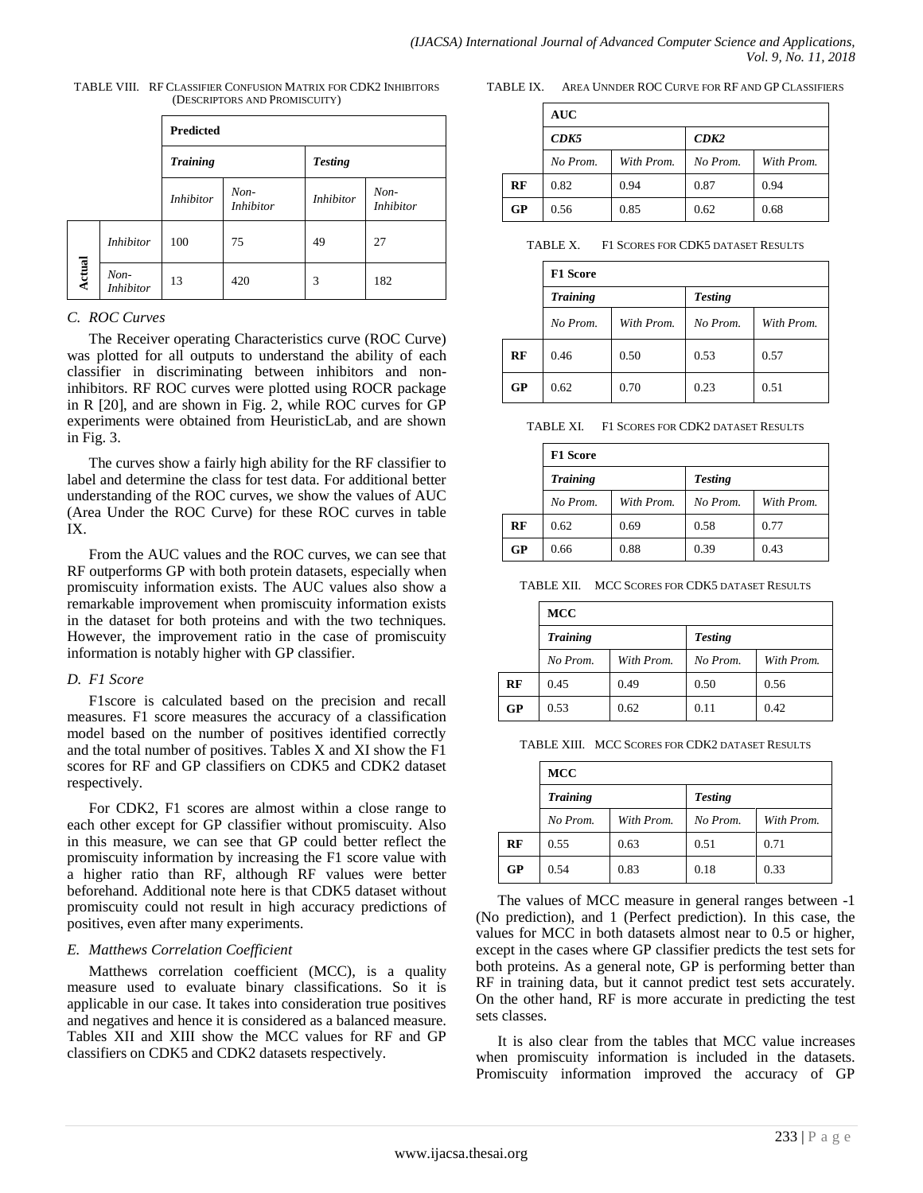TABLE VIII. RF CLASSIFIER CONFUSION MATRIX FOR CDK2 INHIBITORS (DESCRIPTORS AND PROMISCUITY)

| | | Predicted | | | |
|---|---|---|---|---|---|
| | | *Training* | | *Testing* | |
| | | *Inhibitor* | *Non-Inhibitor* | *Inhibitor* | *Non-Inhibitor* |
| **Actual** | *Inhibitor* | 100 | 75 | 49 | 27 |
| | *Non-Inhibitor* | 13 | 420 | 3 | 182 |

## C. ROC Curves

The Receiver operating Characteristics curve (ROC Curve) was plotted for all outputs to understand the ability of each classifier in discriminating between inhibitors and non-inhibitors. RF ROC curves were plotted using ROCR package in R [20], and are shown in Fig. 2, while ROC curves for GP experiments were obtained from HeuristicLab, and are shown in Fig. 3.

The curves show a fairly high ability for the RF classifier to label and determine the class for test data. For additional better understanding of the ROC curves, we show the values of AUC (Area Under the ROC Curve) for these ROC curves in table IX.

From the AUC values and the ROC curves, we can see that RF outperforms GP with both protein datasets, especially when promiscuity information exists. The AUC values also show a remarkable improvement when promiscuity information exists in the dataset for both proteins and with the two techniques. However, the improvement ratio in the case of promiscuity information is notably higher with GP classifier.

## D. F1 Score

F1score is calculated based on the precision and recall measures. F1 score measures the accuracy of a classification model based on the number of positives identified correctly and the total number of positives. Tables X and XI show the F1 scores for RF and GP classifiers on CDK5 and CDK2 dataset respectively.

For CDK2, F1 scores are almost within a close range to each other except for GP classifier without promiscuity. Also in this measure, we can see that GP could better reflect the promiscuity information by increasing the F1 score value with a higher ratio than RF, although RF values were better beforehand. Additional note here is that CDK5 dataset without promiscuity could not result in high accuracy predictions of positives, even after many experiments.

## E. Matthews Correlation Coefficient

Matthews correlation coefficient (MCC), is a quality measure used to evaluate binary classifications. So it is applicable in our case. It takes into consideration true positives and negatives and hence it is considered as a balanced measure. Tables XII and XIII show the MCC values for RF and GP classifiers on CDK5 and CDK2 datasets respectively.

TABLE IX. AREA UNNDER ROC CURVE FOR RF AND GP CLASSIFIERS

| | AUC | | | |
|---|---|---|---|---|
| | *CDK5* | | *CDK2* | |
| | *No Prom.* | *With Prom.* | *No Prom.* | *With Prom.* |
| **RF** | 0.82 | 0.94 | 0.87 | 0.94 |
| **GP** | 0.56 | 0.85 | 0.62 | 0.68 |

TABLE X. F1 SCORES FOR CDK5 DATASET RESULTS

| | F1 Score | | | |
|---|---|---|---|---|
| | *Training* | | *Testing* | |
| | *No Prom.* | *With Prom.* | *No Prom.* | *With Prom.* |
| **RF** | 0.46 | 0.50 | 0.53 | 0.57 |
| **GP** | 0.62 | 0.70 | 0.23 | 0.51 |

TABLE XI. F1 SCORES FOR CDK2 DATASET RESULTS

| | F1 Score | | | |
|---|---|---|---|---|
| | *Training* | | *Testing* | |
| | *No Prom.* | *With Prom.* | *No Prom.* | *With Prom.* |
| **RF** | 0.62 | 0.69 | 0.58 | 0.77 |
| **GP** | 0.66 | 0.88 | 0.39 | 0.43 |

TABLE XII. MCC SCORES FOR CDK5 DATASET RESULTS

| | MCC | | | |
|---|---|---|---|---|
| | *Training* | | *Testing* | |
| | *No Prom.* | *With Prom.* | *No Prom.* | *With Prom.* |
| **RF** | 0.45 | 0.49 | 0.50 | 0.56 |
| **GP** | 0.53 | 0.62 | 0.11 | 0.42 |

TABLE XIII. MCC SCORES FOR CDK2 DATASET RESULTS

| | MCC | | | |
|---|---|---|---|---|
| | *Training* | | *Testing* | |
| | *No Prom.* | *With Prom.* | *No Prom.* | *With Prom.* |
| **RF** | 0.55 | 0.63 | 0.51 | 0.71 |
| **GP** | 0.54 | 0.83 | 0.18 | 0.33 |

The values of MCC measure in general ranges between -1 (No prediction), and 1 (Perfect prediction). In this case, the values for MCC in both datasets almost near to 0.5 or higher, except in the cases where GP classifier predicts the test sets for both proteins. As a general note, GP is performing better than RF in training data, but it cannot predict test sets accurately. On the other hand, RF is more accurate in predicting the test sets classes.

It is also clear from the tables that MCC value increases when promiscuity information is included in the datasets. Promiscuity information improved the accuracy of GP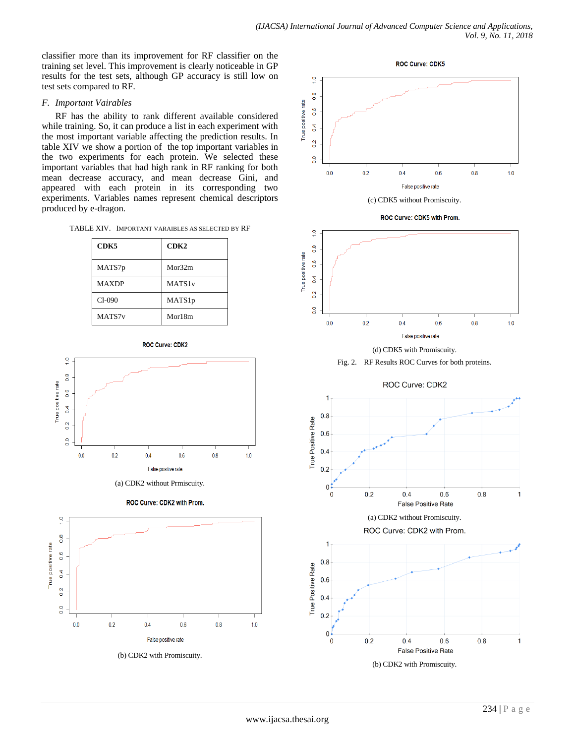classifier more than its improvement for RF classifier on the training set level. This improvement is clearly noticeable in GP results for the test sets, although GP accuracy is still low on test sets compared to RF.

### *F. Important Vairables*

RF has the ability to rank different available considered while training. So, it can produce a list in each experiment with the most important variable affecting the prediction results. In table XIV we show a portion of the top important variables in the two experiments for each protein. We selected these important variables that had high rank in RF ranking for both mean decrease accuracy, and mean decrease Gini, and appeared with each protein in its corresponding two experiments. Variables names represent chemical descriptors produced by e-dragon.

TABLE XIV. IMPORTANT VARAIBLES AS SELECTED BY RF

| CDK5 | CDK2 |
|---|---|
| MATS7p | Mor32m |
| MAXDP | MATS1v |
| Cl-090 | MATS1p |
| MATS7v | Mor18m |

(a) CDK2 without Prmiscuity.

(b) CDK2 with Promiscuity.

(c) CDK5 without Promiscuity.

(d) CDK5 with Promiscuity.

Fig. 2. RF Results ROC Curves for both proteins.

(a) CDK2 without Promiscuity.

(b) CDK2 with Promiscuity.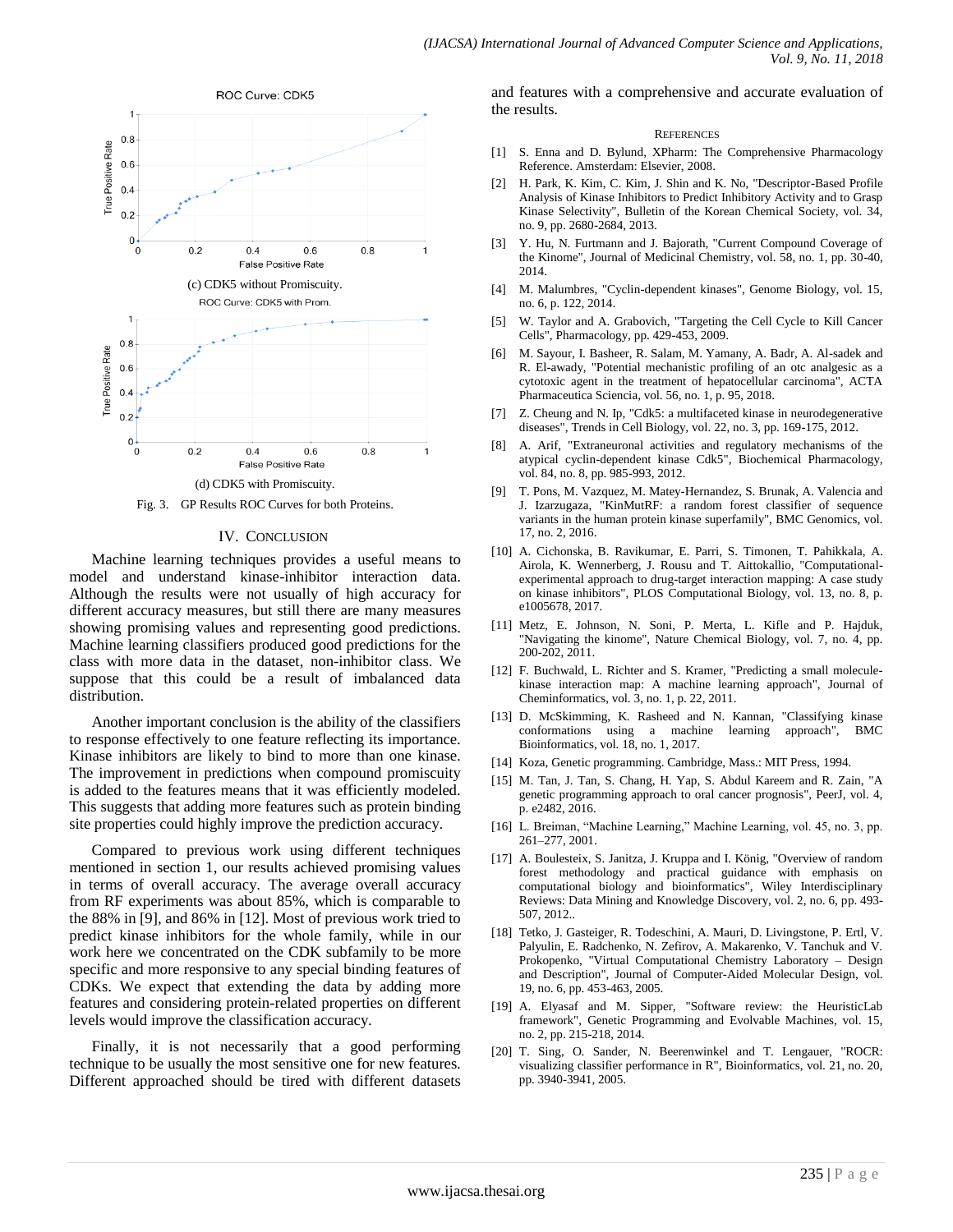ROC Curve: CDK5

True Positive Rate

False Positive Rate

0, 0.2, 0.4, 0.6, 0.8, 1

(c) CDK5 without Promiscuity.

ROC Curve: CDK5 with Prom.

True Positive Rate

False Positive Rate

0, 0.2, 0.4, 0.6, 0.8, 1

(d) CDK5 with Promiscuity.

Fig. 3. GP Results ROC Curves for both Proteins.

## IV. CONCLUSION

Machine learning techniques provides a useful means to model and understand kinase-inhibitor interaction data. Although the results were not usually of high accuracy for different accuracy measures, but still there are many measures showing promising values and representing good predictions. Machine learning classifiers produced good predictions for the class with more data in the dataset, non-inhibitor class. We suppose that this could be a result of imbalanced data distribution.

Another important conclusion is the ability of the classifiers to response effectively to one feature reflecting its importance. Kinase inhibitors are likely to bind to more than one kinase. The improvement in predictions when compound promiscuity is added to the features means that it was efficiently modeled. This suggests that adding more features such as protein binding site properties could highly improve the prediction accuracy.

Compared to previous work using different techniques mentioned in section 1, our results achieved promising values in terms of overall accuracy. The average overall accuracy from RF experiments was about 85%, which is comparable to the 88% in [9], and 86% in [12]. Most of previous work tried to predict kinase inhibitors for the whole family, while in our work here we concentrated on the CDK subfamily to be more specific and more responsive to any special binding features of CDKs. We expect that extending the data by adding more features and considering protein-related properties on different levels would improve the classification accuracy.

Finally, it is not necessarily that a good performing technique to be usually the most sensitive one for new features. Different approached should be tired with different datasets and features with a comprehensive and accurate evaluation of the results.

## REFERENCES

[1] S. Enna and D. Bylund, XPharm: The Comprehensive Pharmacology Reference. Amsterdam: Elsevier, 2008.

[2] H. Park, K. Kim, C. Kim, J. Shin and K. No, "Descriptor-Based Profile Analysis of Kinase Inhibitors to Predict Inhibitory Activity and to Grasp Kinase Selectivity", Bulletin of the Korean Chemical Society, vol. 34, no. 9, pp. 2680-2684, 2013.

[3] Y. Hu, N. Furtmann and J. Bajorath, "Current Compound Coverage of the Kinome", Journal of Medicinal Chemistry, vol. 58, no. 1, pp. 30-40, 2014.

[4] M. Malumbres, "Cyclin-dependent kinases", Genome Biology, vol. 15, no. 6, p. 122, 2014.

[5] W. Taylor and A. Grabovich, "Targeting the Cell Cycle to Kill Cancer Cells", Pharmacology, pp. 429-453, 2009.

[6] M. Sayour, I. Basheer, R. Salam, M. Yamany, A. Badr, A. Al-sadek and R. El-awady, "Potential mechanistic profiling of an otc analgesic as a cytotoxic agent in the treatment of hepatocellular carcinoma", ACTA Pharmaceutica Sciencia, vol. 56, no. 1, p. 95, 2018.

[7] Z. Cheung and N. Ip, "Cdk5: a multifaceted kinase in neurodegenerative diseases", Trends in Cell Biology, vol. 22, no. 3, pp. 169-175, 2012.

[8] A. Arif, "Extraneuronal activities and regulatory mechanisms of the atypical cyclin-dependent kinase Cdk5", Biochemical Pharmacology, vol. 84, no. 8, pp. 985-993, 2012.

[9] T. Pons, M. Vazquez, M. Matey-Hernandez, S. Brunak, A. Valencia and J. Izarzugaza, "KinMutRF: a random forest classifier of sequence variants in the human protein kinase superfamily", BMC Genomics, vol. 17, no. 2, 2016.

[10] A. Cichonska, B. Ravikumar, E. Parri, S. Timonen, T. Pahikkala, A. Airola, K. Wennerberg, J. Rousu and T. Aittokallio, "Computational-experimental approach to drug-target interaction mapping: A case study on kinase inhibitors", PLOS Computational Biology, vol. 13, no. 8, p. e1005678, 2017.

[11] Metz, E. Johnson, N. Soni, P. Merta, L. Kifle and P. Hajduk, "Navigating the kinome", Nature Chemical Biology, vol. 7, no. 4, pp. 200-202, 2011.

[12] F. Buchwald, L. Richter and S. Kramer, "Predicting a small molecule-kinase interaction map: A machine learning approach", Journal of Cheminformatics, vol. 3, no. 1, p. 22, 2011.

[13] D. McSkimming, K. Rasheed and N. Kannan, "Classifying kinase conformations using a machine learning approach", BMC Bioinformatics, vol. 18, no. 1, 2017.

[14] Koza, Genetic programming. Cambridge, Mass.: MIT Press, 1994.

[15] M. Tan, J. Tan, S. Chang, H. Yap, S. Abdul Kareem and R. Zain, "A genetic programming approach to oral cancer prognosis", PeerJ, vol. 4, p. e2482, 2016.

[16] L. Breiman, "Machine Learning," Machine Learning, vol. 45, no. 3, pp. 261–277, 2001.

[17] A. Boulesteix, S. Janitza, J. Kruppa and I. König, "Overview of random forest methodology and practical guidance with emphasis on computational biology and bioinformatics", Wiley Interdisciplinary Reviews: Data Mining and Knowledge Discovery, vol. 2, no. 6, pp. 493-507, 2012..

[18] Tetko, J. Gasteiger, R. Todeschini, A. Mauri, D. Livingstone, P. Ertl, V. Palyulin, E. Radchenko, N. Zefirov, A. Makarenko, V. Tanchuk and V. Prokopenko, "Virtual Computational Chemistry Laboratory – Design and Description", Journal of Computer-Aided Molecular Design, vol. 19, no. 6, pp. 453-463, 2005.

[19] A. Elyasaf and M. Sipper, "Software review: the HeuristicLab framework", Genetic Programming and Evolvable Machines, vol. 15, no. 2, pp. 215-218, 2014.

[20] T. Sing, O. Sander, N. Beerenwinkel and T. Lengauer, "ROCR: visualizing classifier performance in R", Bioinformatics, vol. 21, no. 20, pp. 3940-3941, 2005.